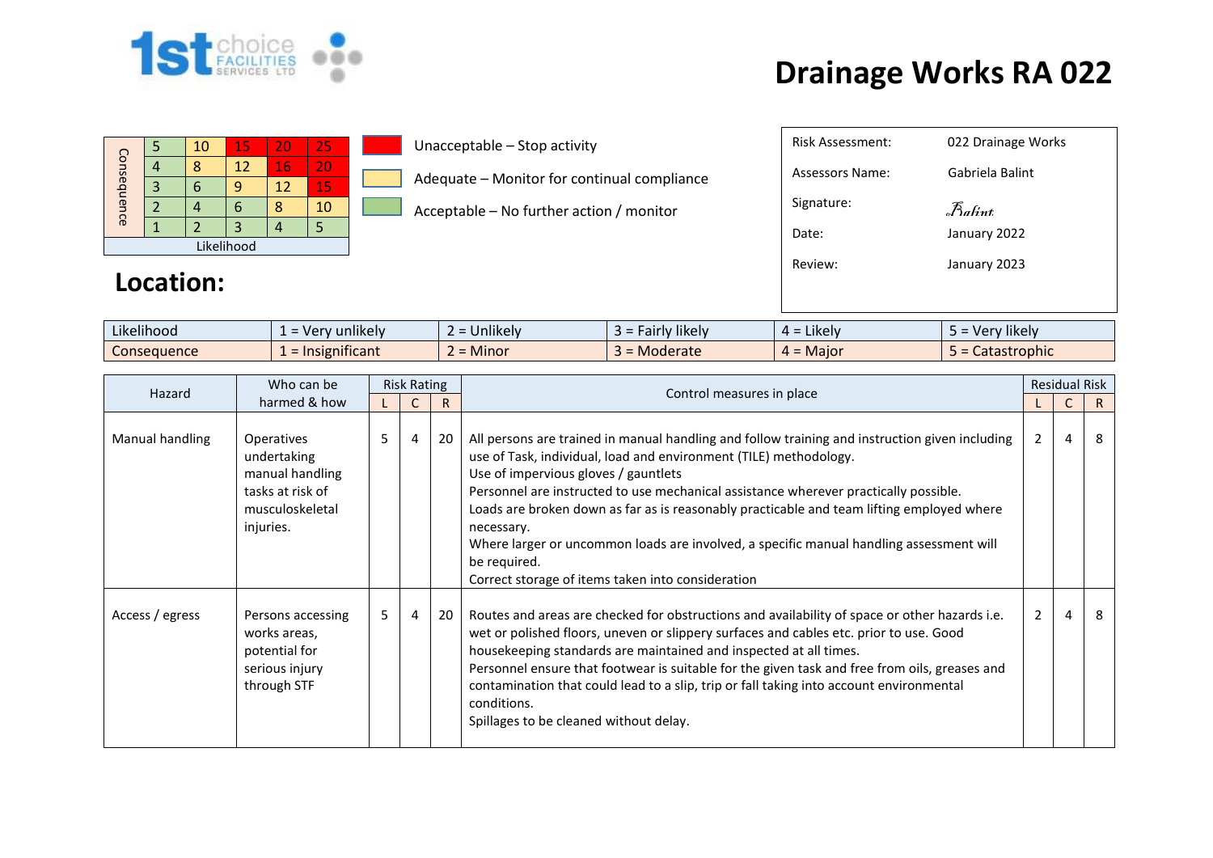1st choice FACILITIES SERVICES LTD

# Drainage Works RA 022

| Consequence | | | | | |
|---|---|---|---|---|---|
| 5 | 10 | 15 | 20 | 25 | |
| 4 | 8 | 12 | 16 | 20 | |
| 3 | 6 | 9 | 12 | 15 | |
| 2 | 4 | 6 | 8 | 10 | |
| 1 | 2 | 3 | 4 | 5 | |
| Likelihood | | | | | |

- Unacceptable – Stop activity
- Adequate – Monitor for continual compliance
- Acceptable – No further action / monitor

| | |
|---|---|
| Risk Assessment: | 022 Drainage Works |
| Assessors Name: | Gabriela Balint |
| Signature: | Balint |
| Date: | January 2022 |
| Review: | January 2023 |

## Location:

| | | | | | |
|---|---|---|---|---|---|
| Likelihood | 1 = Very unlikely | 2 = Unlikely | 3 = Fairly likely | 4 = Likely | 5 = Very likely |
| Consequence | 1 = Insignificant | 2 = Minor | 3 = Moderate | 4 = Major | 5 = Catastrophic |

| Hazard | Who can be harmed & how | Risk Rating | | | Control measures in place | Residual Risk | | |
|---|---|---|---|---|---|---|---|---|
| | | L | C | R | | L | C | R |
| Manual handling | Operatives undertaking manual handling tasks at risk of musculoskeletal injuries. | 5 | 4 | 20 | All persons are trained in manual handling and follow training and instruction given including use of Task, individual, load and environment (TILE) methodology.<br>Use of impervious gloves / gauntlets<br>Personnel are instructed to use mechanical assistance wherever practically possible.<br>Loads are broken down as far as is reasonably practicable and team lifting employed where necessary.<br>Where larger or uncommon loads are involved, a specific manual handling assessment will be required.<br>Correct storage of items taken into consideration | 2 | 4 | 8 |
| Access / egress | Persons accessing works areas, potential for serious injury through STF | 5 | 4 | 20 | Routes and areas are checked for obstructions and availability of space or other hazards i.e. wet or polished floors, uneven or slippery surfaces and cables etc. prior to use. Good housekeeping standards are maintained and inspected at all times.<br>Personnel ensure that footwear is suitable for the given task and free from oils, greases and contamination that could lead to a slip, trip or fall taking into account environmental conditions.<br>Spillages to be cleaned without delay. | 2 | 4 | 8 |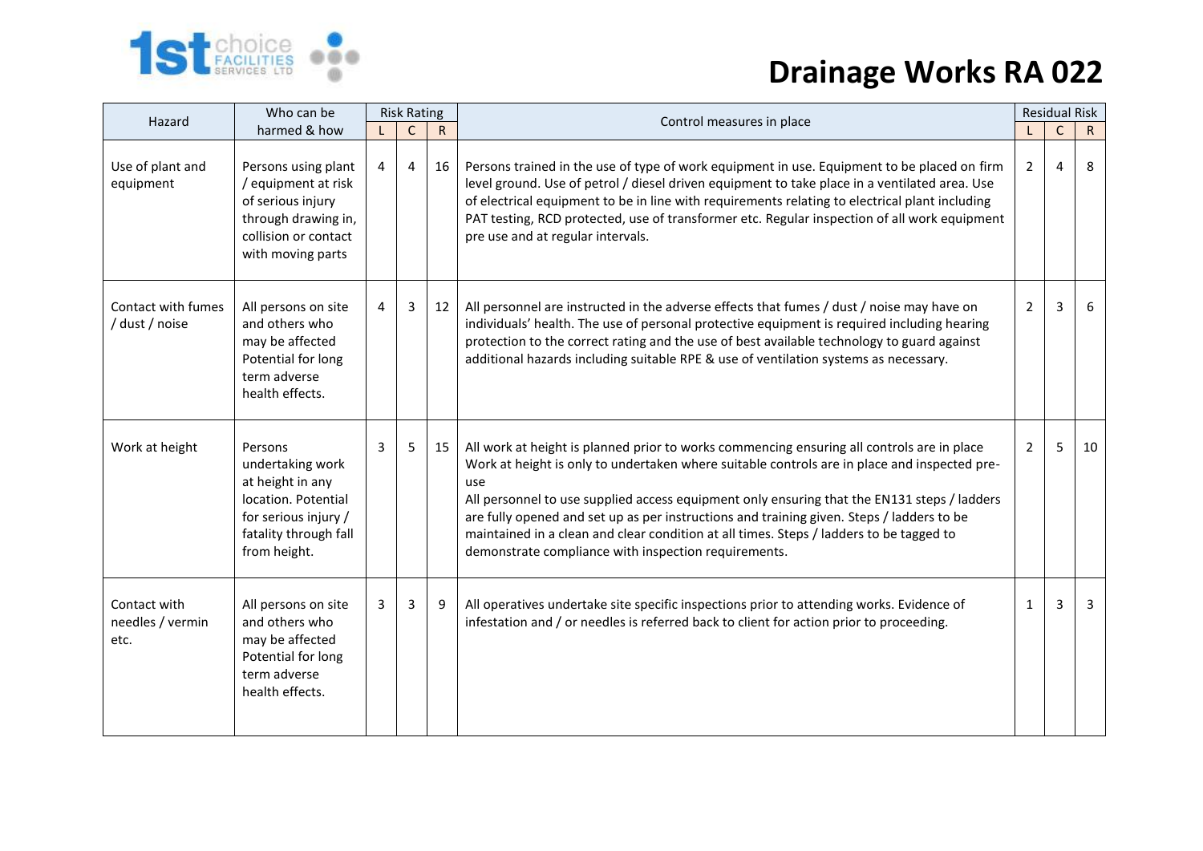# Drainage Works RA 022

| Hazard | Who can be harmed & how | Risk Rating | | | Control measures in place | Residual Risk | | |
|---|---|---|---|---|---|---|---|---|
| | | L | C | R | | L | C | R |
| Use of plant and equipment | Persons using plant / equipment at risk of serious injury through drawing in, collision or contact with moving parts | 4 | 4 | 16 | Persons trained in the use of type of work equipment in use. Equipment to be placed on firm level ground. Use of petrol / diesel driven equipment to take place in a ventilated area. Use of electrical equipment to be in line with requirements relating to electrical plant including PAT testing, RCD protected, use of transformer etc. Regular inspection of all work equipment pre use and at regular intervals. | 2 | 4 | 8 |
| Contact with fumes / dust / noise | All persons on site and others who may be affected Potential for long term adverse health effects. | 4 | 3 | 12 | All personnel are instructed in the adverse effects that fumes / dust / noise may have on individuals' health. The use of personal protective equipment is required including hearing protection to the correct rating and the use of best available technology to guard against additional hazards including suitable RPE & use of ventilation systems as necessary. | 2 | 3 | 6 |
| Work at height | Persons undertaking work at height in any location. Potential for serious injury / fatality through fall from height. | 3 | 5 | 15 | All work at height is planned prior to works commencing ensuring all controls are in place<br>Work at height is only to undertaken where suitable controls are in place and inspected pre-use<br>All personnel to use supplied access equipment only ensuring that the EN131 steps / ladders are fully opened and set up as per instructions and training given. Steps / ladders to be maintained in a clean and clear condition at all times. Steps / ladders to be tagged to demonstrate compliance with inspection requirements. | 2 | 5 | 10 |
| Contact with needles / vermin etc. | All persons on site and others who may be affected Potential for long term adverse health effects. | 3 | 3 | 9 | All operatives undertake site specific inspections prior to attending works. Evidence of infestation and / or needles is referred back to client for action prior to proceeding. | 1 | 3 | 3 |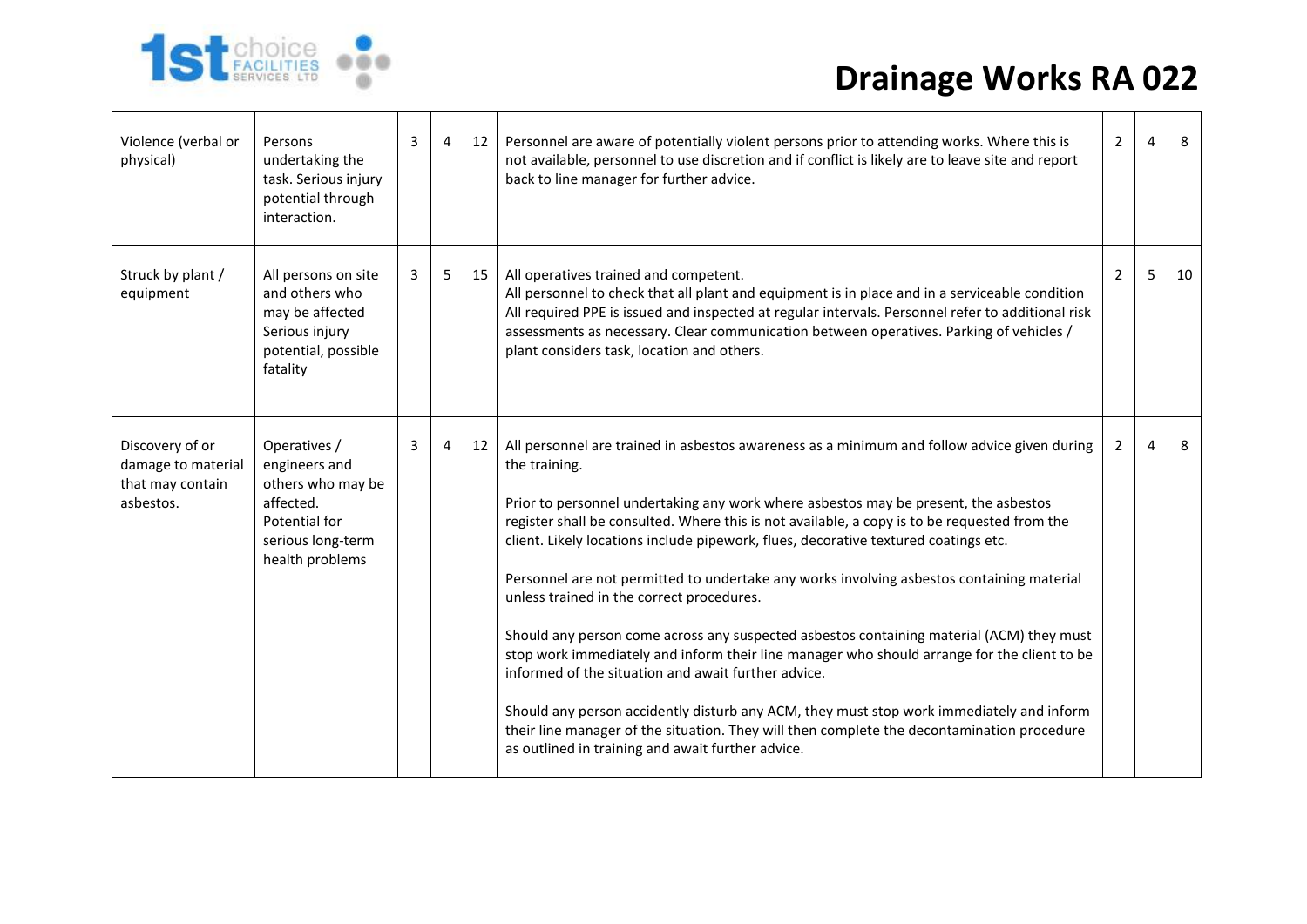# Drainage Works RA 022

| | | | | | | | | |
|---|---|---|---|---|---|---|---|---|
| Violence (verbal or physical) | Persons undertaking the task. Serious injury potential through interaction. | 3 | 4 | 12 | Personnel are aware of potentially violent persons prior to attending works. Where this is not available, personnel to use discretion and if conflict is likely are to leave site and report back to line manager for further advice. | 2 | 4 | 8 |
| Struck by plant / equipment | All persons on site and others who may be affected Serious injury potential, possible fatality | 3 | 5 | 15 | All operatives trained and competent.<br>All personnel to check that all plant and equipment is in place and in a serviceable condition All required PPE is issued and inspected at regular intervals. Personnel refer to additional risk assessments as necessary. Clear communication between operatives. Parking of vehicles / plant considers task, location and others. | 2 | 5 | 10 |
| Discovery of or damage to material that may contain asbestos. | Operatives / engineers and others who may be affected. Potential for serious long-term health problems | 3 | 4 | 12 | All personnel are trained in asbestos awareness as a minimum and follow advice given during the training.<br><br>Prior to personnel undertaking any work where asbestos may be present, the asbestos register shall be consulted. Where this is not available, a copy is to be requested from the client. Likely locations include pipework, flues, decorative textured coatings etc.<br><br>Personnel are not permitted to undertake any works involving asbestos containing material unless trained in the correct procedures.<br><br>Should any person come across any suspected asbestos containing material (ACM) they must stop work immediately and inform their line manager who should arrange for the client to be informed of the situation and await further advice.<br><br>Should any person accidently disturb any ACM, they must stop work immediately and inform their line manager of the situation. They will then complete the decontamination procedure as outlined in training and await further advice. | 2 | 4 | 8 |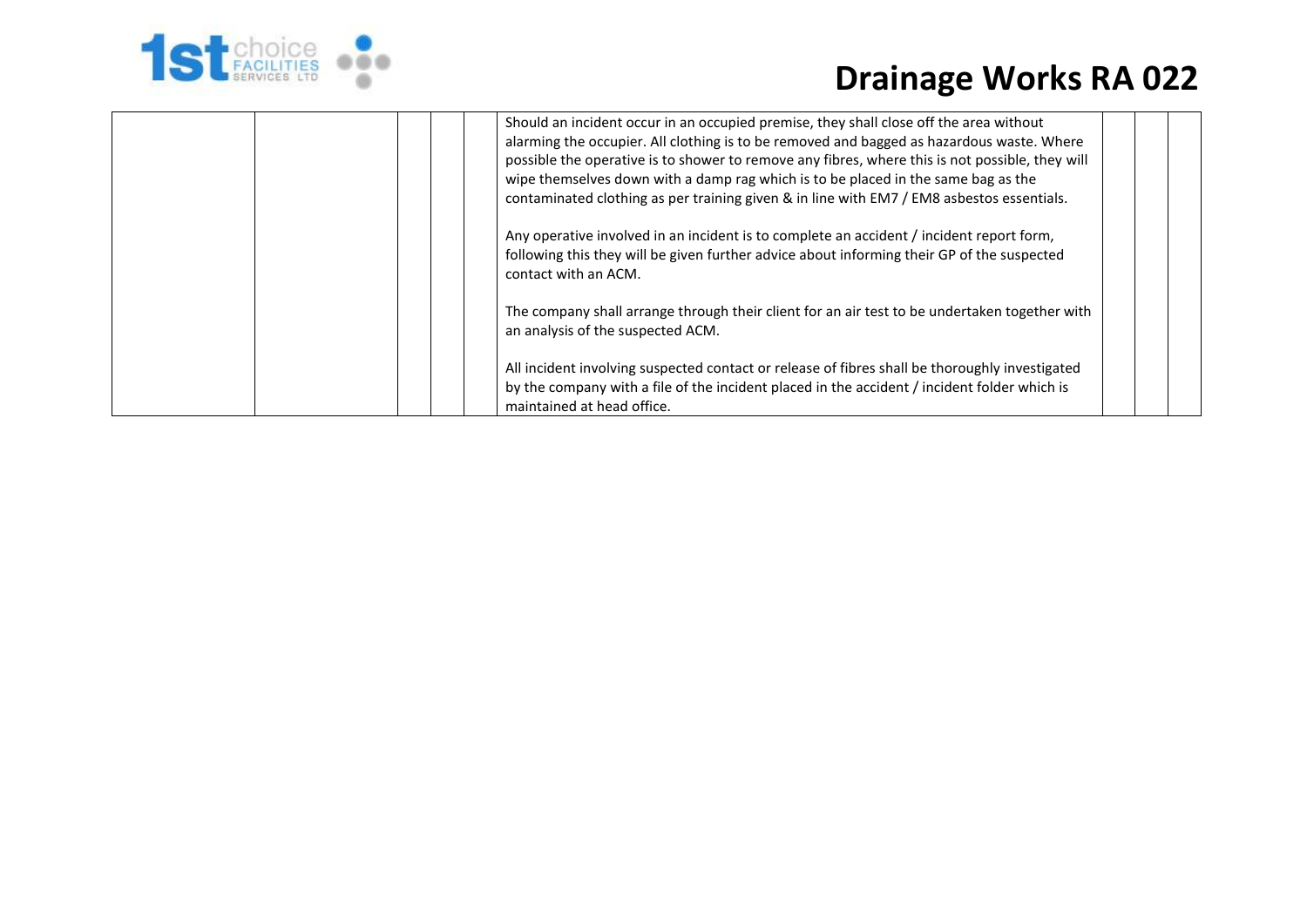| | | | | | | | | |
|---|---|---|---|---|---|---|---|---|
| | | | | | Should an incident occur in an occupied premise, they shall close off the area without alarming the occupier. All clothing is to be removed and bagged as hazardous waste. Where possible the operative is to shower to remove any fibres, where this is not possible, they will wipe themselves down with a damp rag which is to be placed in the same bag as the contaminated clothing as per training given & in line with EM7 / EM8 asbestos essentials.<br><br>Any operative involved in an incident is to complete an accident / incident report form, following this they will be given further advice about informing their GP of the suspected contact with an ACM.<br><br>The company shall arrange through their client for an air test to be undertaken together with an analysis of the suspected ACM.<br><br>All incident involving suspected contact or release of fibres shall be thoroughly investigated by the company with a file of the incident placed in the accident / incident folder which is maintained at head office. | | | |